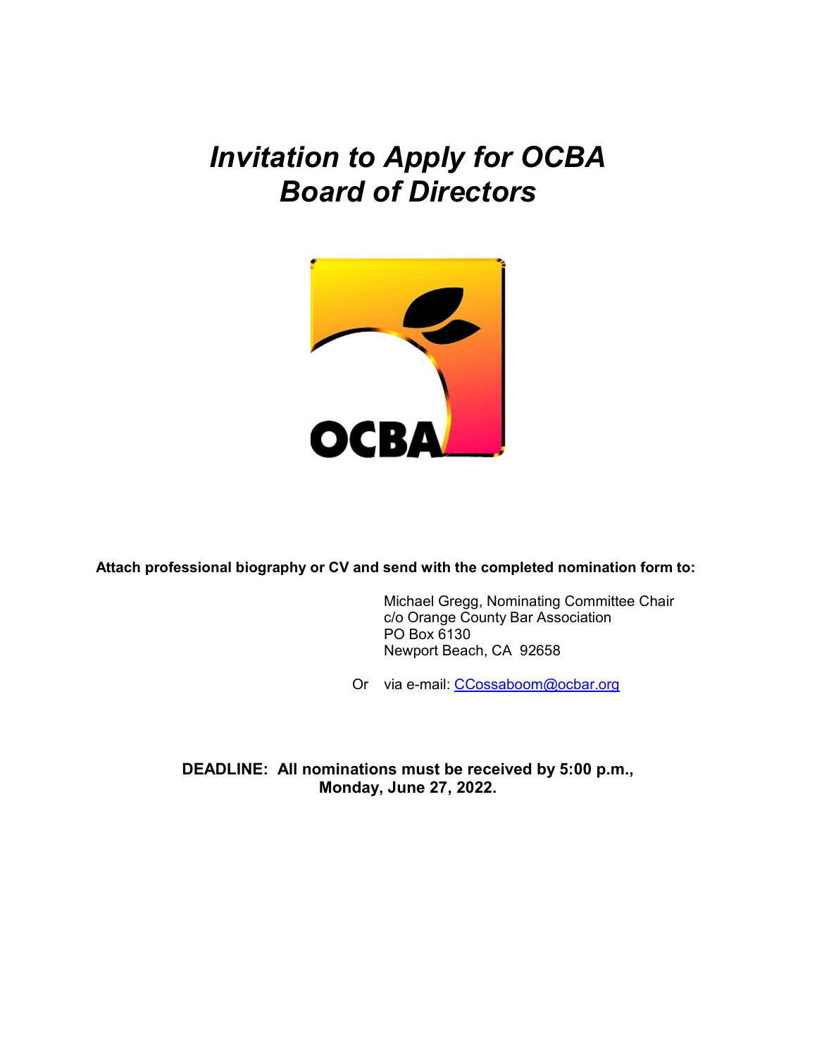# *Invitation to Apply for OCBA Board of Directors*

**Attach professional biography or CV and send with the completed nomination form to:**

Michael Gregg, Nominating Committee Chair
c/o Orange County Bar Association
PO Box 6130
Newport Beach, CA 92658

Or via e-mail: CCossaboom@ocbar.org

**DEADLINE: All nominations must be received by 5:00 p.m., Monday, June 27, 2022.**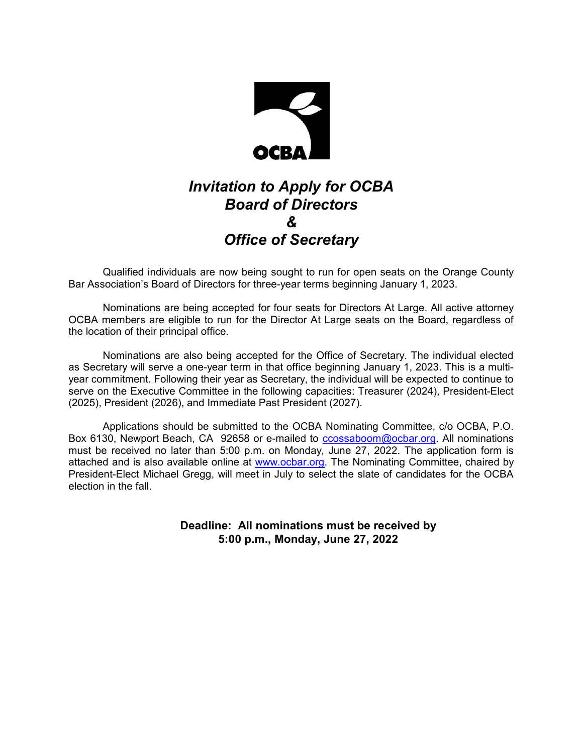OCBA

# *Invitation to Apply for OCBA Board of Directors & Office of Secretary*

Qualified individuals are now being sought to run for open seats on the Orange County Bar Association's Board of Directors for three-year terms beginning January 1, 2023.

Nominations are being accepted for four seats for Directors At Large. All active attorney OCBA members are eligible to run for the Director At Large seats on the Board, regardless of the location of their principal office.

Nominations are also being accepted for the Office of Secretary. The individual elected as Secretary will serve a one-year term in that office beginning January 1, 2023. This is a multi-year commitment. Following their year as Secretary, the individual will be expected to continue to serve on the Executive Committee in the following capacities: Treasurer (2024), President-Elect (2025), President (2026), and Immediate Past President (2027).

Applications should be submitted to the OCBA Nominating Committee, c/o OCBA, P.O. Box 6130, Newport Beach, CA 92658 or e-mailed to ccossaboom@ocbar.org. All nominations must be received no later than 5:00 p.m. on Monday, June 27, 2022. The application form is attached and is also available online at www.ocbar.org. The Nominating Committee, chaired by President-Elect Michael Gregg, will meet in July to select the slate of candidates for the OCBA election in the fall.

**Deadline: All nominations must be received by 5:00 p.m., Monday, June 27, 2022**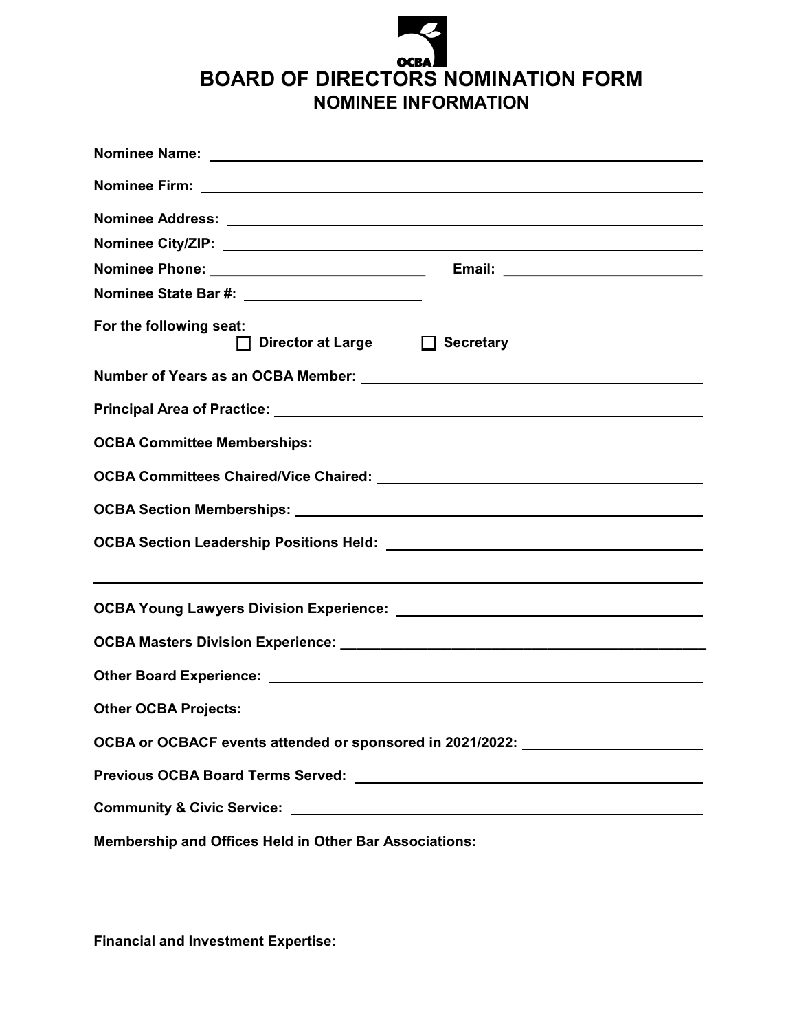OCBA

# BOARD OF DIRECTORS NOMINATION FORM

## NOMINEE INFORMATION

**Nominee Name:** ______________________________

**Nominee Firm:** ______________________________

**Nominee Address:** ______________________________

**Nominee City/ZIP:** ______________________________

**Nominee Phone:** ______________________________ **Email:** ______________________________

**Nominee State Bar #:** ______________________________

**For the following seat:**

☐ **Director at Large** ☐ **Secretary**

**Number of Years as an OCBA Member:** ______________________________

**Principal Area of Practice:** ______________________________

**OCBA Committee Memberships:** ______________________________

**OCBA Committees Chaired/Vice Chaired:** ______________________________

**OCBA Section Memberships:** ______________________________

**OCBA Section Leadership Positions Held:** ______________________________

______________________________

**OCBA Young Lawyers Division Experience:** ______________________________

**OCBA Masters Division Experience:** ______________________________

**Other Board Experience:** ______________________________

**Other OCBA Projects:** ______________________________

**OCBA or OCBACF events attended or sponsored in 2021/2022:** ______________________________

**Previous OCBA Board Terms Served:** ______________________________

**Community & Civic Service:** ______________________________

**Membership and Offices Held in Other Bar Associations:**

**Financial and Investment Expertise:**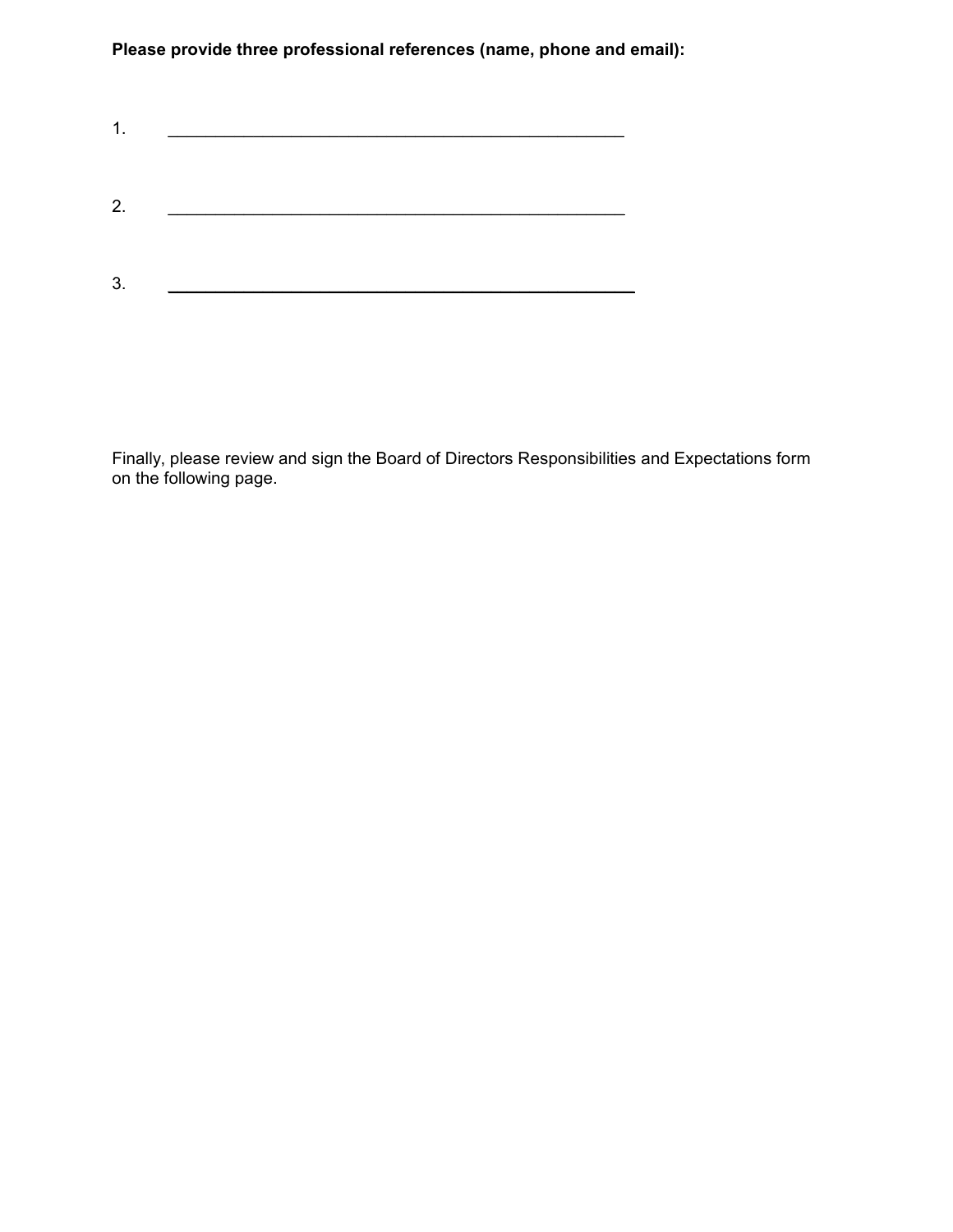**Please provide three professional references (name, phone and email):**

1. \_\_\_\_\_\_\_\_\_\_\_\_\_\_\_\_\_\_\_\_\_\_\_\_\_\_\_\_\_\_\_\_\_\_\_\_\_\_\_\_\_\_\_\_\_\_\_\_

2. \_\_\_\_\_\_\_\_\_\_\_\_\_\_\_\_\_\_\_\_\_\_\_\_\_\_\_\_\_\_\_\_\_\_\_\_\_\_\_\_\_\_\_\_\_\_\_\_

3. \_\_\_\_\_\_\_\_\_\_\_\_\_\_\_\_\_\_\_\_\_\_\_\_\_\_\_\_\_\_\_\_\_\_\_\_\_\_\_\_\_\_\_\_\_\_\_\_

Finally, please review and sign the Board of Directors Responsibilities and Expectations form on the following page.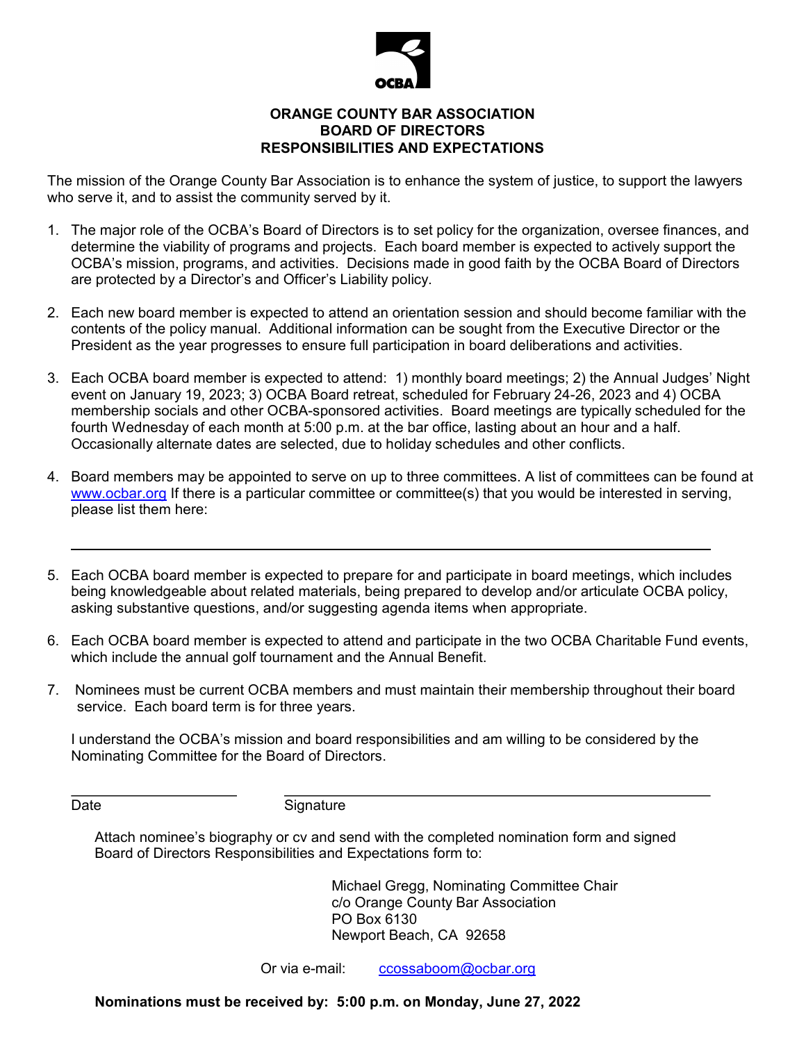OCBA

# ORANGE COUNTY BAR ASSOCIATION
## BOARD OF DIRECTORS
## RESPONSIBILITIES AND EXPECTATIONS

The mission of the Orange County Bar Association is to enhance the system of justice, to support the lawyers who serve it, and to assist the community served by it.

1. The major role of the OCBA's Board of Directors is to set policy for the organization, oversee finances, and determine the viability of programs and projects. Each board member is expected to actively support the OCBA's mission, programs, and activities. Decisions made in good faith by the OCBA Board of Directors are protected by a Director's and Officer's Liability policy.

2. Each new board member is expected to attend an orientation session and should become familiar with the contents of the policy manual. Additional information can be sought from the Executive Director or the President as the year progresses to ensure full participation in board deliberations and activities.

3. Each OCBA board member is expected to attend: 1) monthly board meetings; 2) the Annual Judges' Night event on January 19, 2023; 3) OCBA Board retreat, scheduled for February 24-26, 2023 and 4) OCBA membership socials and other OCBA-sponsored activities. Board meetings are typically scheduled for the fourth Wednesday of each month at 5:00 p.m. at the bar office, lasting about an hour and a half. Occasionally alternate dates are selected, due to holiday schedules and other conflicts.

4. Board members may be appointed to serve on up to three committees. A list of committees can be found at www.ocbar.org If there is a particular committee or committee(s) that you would be interested in serving, please list them here:

   ______________________________________________________________

5. Each OCBA board member is expected to prepare for and participate in board meetings, which includes being knowledgeable about related materials, being prepared to develop and/or articulate OCBA policy, asking substantive questions, and/or suggesting agenda items when appropriate.

6. Each OCBA board member is expected to attend and participate in the two OCBA Charitable Fund events, which include the annual golf tournament and the Annual Benefit.

7. Nominees must be current OCBA members and must maintain their membership throughout their board service. Each board term is for three years.

I understand the OCBA's mission and board responsibilities and am willing to be considered by the Nominating Committee for the Board of Directors.

______________________ ______________________________________________

Date Signature

Attach nominee's biography or cv and send with the completed nomination form and signed Board of Directors Responsibilities and Expectations form to:

Michael Gregg, Nominating Committee Chair
c/o Orange County Bar Association
PO Box 6130
Newport Beach, CA 92658

Or via e-mail: ccossaboom@ocbar.org

**Nominations must be received by: 5:00 p.m. on Monday, June 27, 2022**